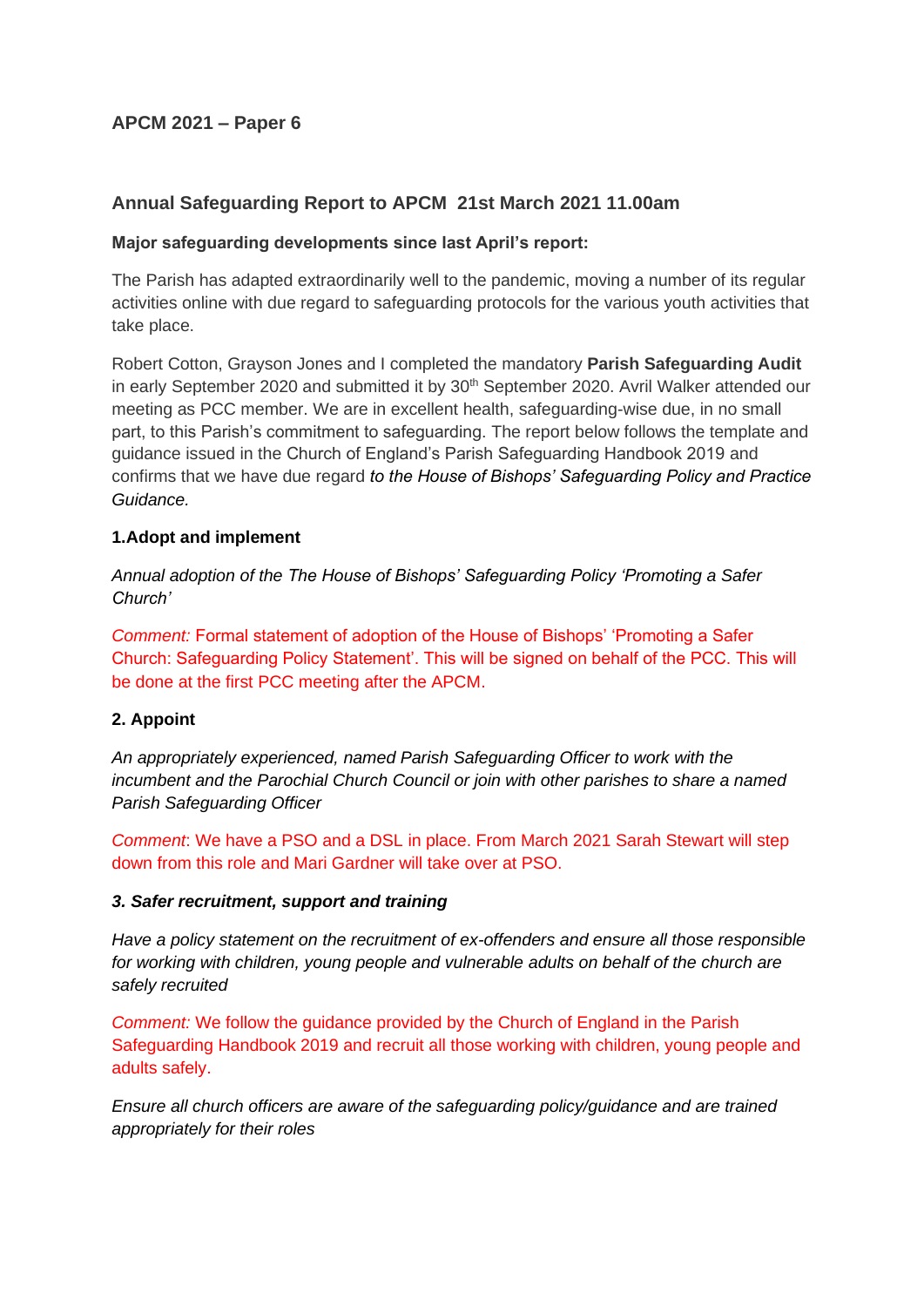**APCM 2021 – Paper 6**

## Annual Safeguarding Report to APCM 21st March 2021 11.00am

**Major safeguarding developments since last April's report:**

The Parish has adapted extraordinarily well to the pandemic, moving a number of its regular activities online with due regard to safeguarding protocols for the various youth activities that take place.

Robert Cotton, Grayson Jones and I completed the mandatory **Parish Safeguarding Audit** in early September 2020 and submitted it by 30th September 2020. Avril Walker attended our meeting as PCC member. We are in excellent health, safeguarding-wise due, in no small part, to this Parish's commitment to safeguarding. The report below follows the template and guidance issued in the Church of England's Parish Safeguarding Handbook 2019 and confirms that we have due regard *to the House of Bishops' Safeguarding Policy and Practice Guidance.*

### 1.Adopt and implement

*Annual adoption of the The House of Bishops' Safeguarding Policy 'Promoting a Safer Church'*

*Comment:* Formal statement of adoption of the House of Bishops' 'Promoting a Safer Church: Safeguarding Policy Statement'. This will be signed on behalf of the PCC. This will be done at the first PCC meeting after the APCM.

### 2. Appoint

*An appropriately experienced, named Parish Safeguarding Officer to work with the incumbent and the Parochial Church Council or join with other parishes to share a named Parish Safeguarding Officer*

*Comment*: We have a PSO and a DSL in place. From March 2021 Sarah Stewart will step down from this role and Mari Gardner will take over at PSO.

### *3. Safer recruitment, support and training*

*Have a policy statement on the recruitment of ex-offenders and ensure all those responsible for working with children, young people and vulnerable adults on behalf of the church are safely recruited*

*Comment:* We follow the guidance provided by the Church of England in the Parish Safeguarding Handbook 2019 and recruit all those working with children, young people and adults safely.

*Ensure all church officers are aware of the safeguarding policy/guidance and are trained appropriately for their roles*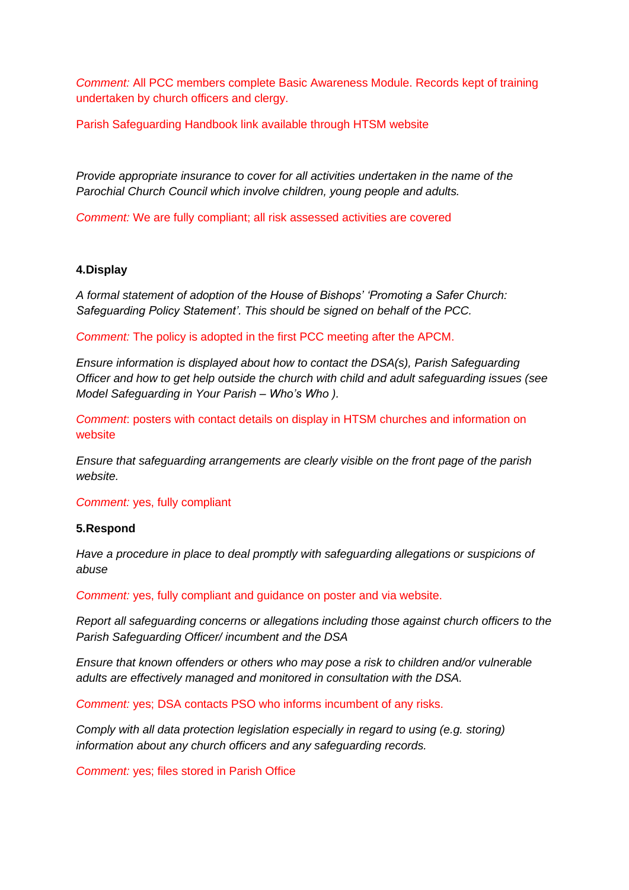*Comment:* All PCC members complete Basic Awareness Module. Records kept of training undertaken by church officers and clergy.

Parish Safeguarding Handbook link available through HTSM website

*Provide appropriate insurance to cover for all activities undertaken in the name of the Parochial Church Council which involve children, young people and adults.*

*Comment:* We are fully compliant; all risk assessed activities are covered

**4.Display**

*A formal statement of adoption of the House of Bishops' 'Promoting a Safer Church: Safeguarding Policy Statement'. This should be signed on behalf of the PCC.*

*Comment:* The policy is adopted in the first PCC meeting after the APCM.

*Ensure information is displayed about how to contact the DSA(s), Parish Safeguarding Officer and how to get help outside the church with child and adult safeguarding issues (see Model Safeguarding in Your Parish – Who's Who ).*

*Comment*: posters with contact details on display in HTSM churches and information on website

*Ensure that safeguarding arrangements are clearly visible on the front page of the parish website.*

*Comment:* yes, fully compliant

**5.Respond**

*Have a procedure in place to deal promptly with safeguarding allegations or suspicions of abuse*

*Comment:* yes, fully compliant and guidance on poster and via website.

*Report all safeguarding concerns or allegations including those against church officers to the Parish Safeguarding Officer/ incumbent and the DSA*

*Ensure that known offenders or others who may pose a risk to children and/or vulnerable adults are effectively managed and monitored in consultation with the DSA.*

*Comment:* yes; DSA contacts PSO who informs incumbent of any risks.

*Comply with all data protection legislation especially in regard to using (e.g. storing) information about any church officers and any safeguarding records.*

*Comment:* yes; files stored in Parish Office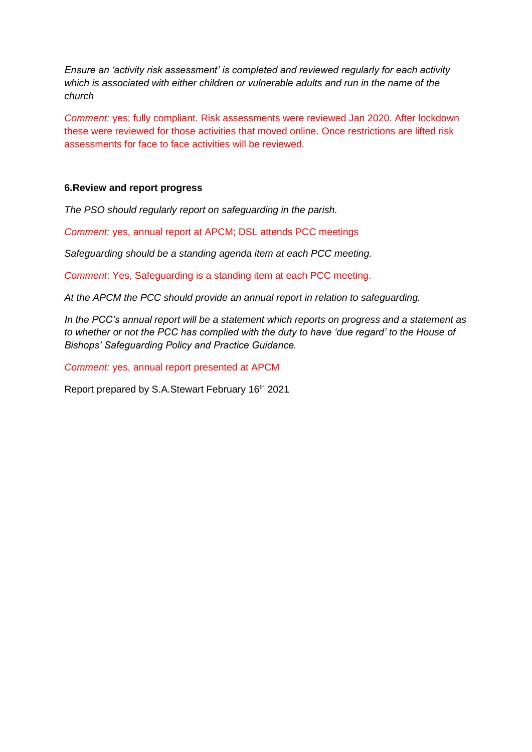*Ensure an 'activity risk assessment' is completed and reviewed regularly for each activity which is associated with either children or vulnerable adults and run in the name of the church*

*Comment:* yes; fully compliant. Risk assessments were reviewed Jan 2020. After lockdown these were reviewed for those activities that moved online. Once restrictions are lifted risk assessments for face to face activities will be reviewed.

**6.Review and report progress**

*The PSO should regularly report on safeguarding in the parish.*

*Comment:* yes, annual report at APCM; DSL attends PCC meetings

*Safeguarding should be a standing agenda item at each PCC meeting.*

*Comment*: Yes, Safeguarding is a standing item at each PCC meeting.

*At the APCM the PCC should provide an annual report in relation to safeguarding.*

*In the PCC's annual report will be a statement which reports on progress and a statement as to whether or not the PCC has complied with the duty to have 'due regard' to the House of Bishops' Safeguarding Policy and Practice Guidance.*

*Comment:* yes, annual report presented at APCM

Report prepared by S.A.Stewart February 16th 2021